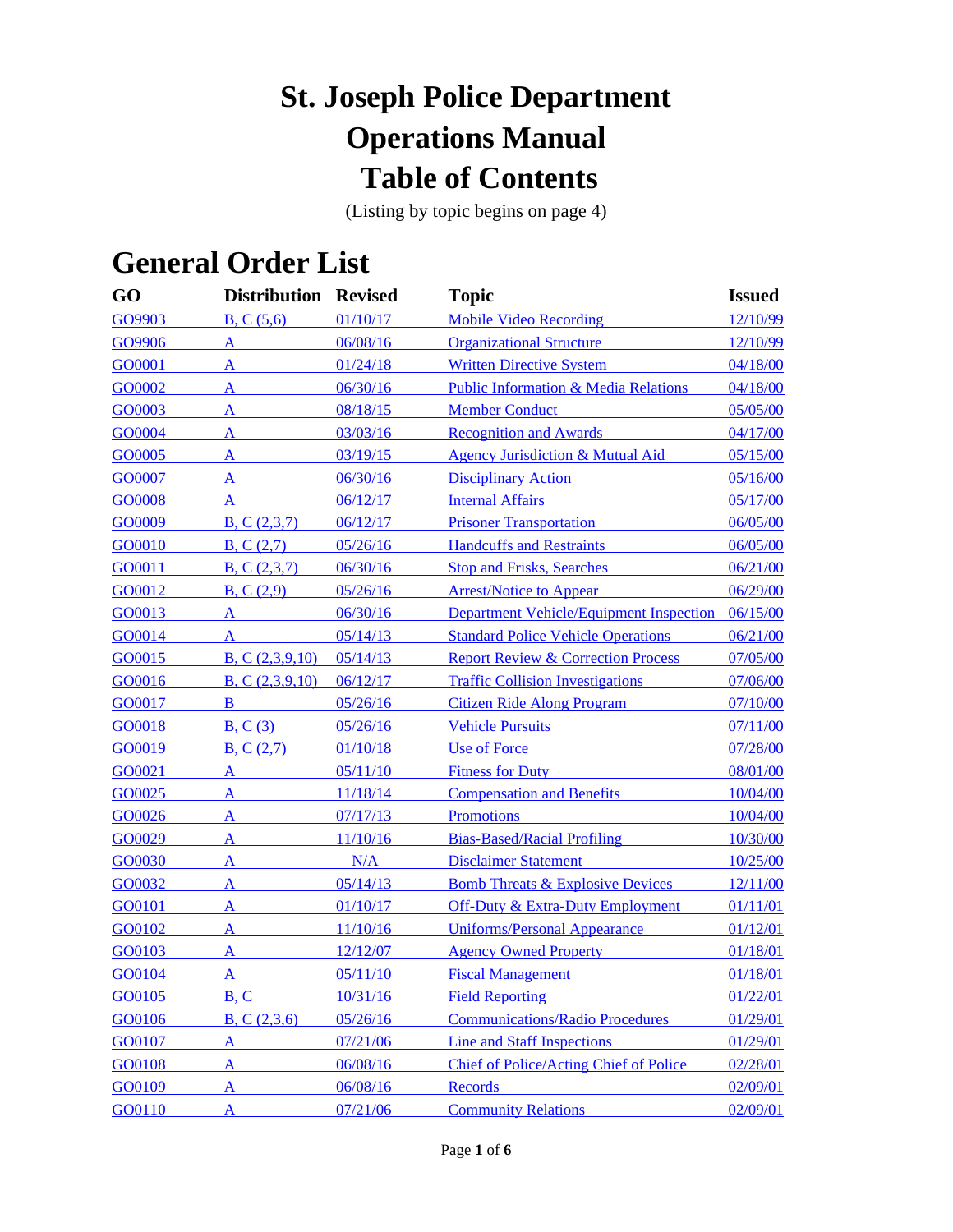# St. Joseph Police Department
# Operations Manual
# Table of Contents

(Listing by topic begins on page 4)

## General Order List

| GO | Distribution | Revised | Topic | Issued |
|---|---|---|---|---|
| GO9903 | B, C (5,6) | 01/10/17 | Mobile Video Recording | 12/10/99 |
| GO9906 | A | 06/08/16 | Organizational Structure | 12/10/99 |
| GO0001 | A | 01/24/18 | Written Directive System | 04/18/00 |
| GO0002 | A | 06/30/16 | Public Information & Media Relations | 04/18/00 |
| GO0003 | A | 08/18/15 | Member Conduct | 05/05/00 |
| GO0004 | A | 03/03/16 | Recognition and Awards | 04/17/00 |
| GO0005 | A | 03/19/15 | Agency Jurisdiction & Mutual Aid | 05/15/00 |
| GO0007 | A | 06/30/16 | Disciplinary Action | 05/16/00 |
| GO0008 | A | 06/12/17 | Internal Affairs | 05/17/00 |
| GO0009 | B, C (2,3,7) | 06/12/17 | Prisoner Transportation | 06/05/00 |
| GO0010 | B, C (2,7) | 05/26/16 | Handcuffs and Restraints | 06/05/00 |
| GO0011 | B, C (2,3,7) | 06/30/16 | Stop and Frisks, Searches | 06/21/00 |
| GO0012 | B, C (2,9) | 05/26/16 | Arrest/Notice to Appear | 06/29/00 |
| GO0013 | A | 06/30/16 | Department Vehicle/Equipment Inspection | 06/15/00 |
| GO0014 | A | 05/14/13 | Standard Police Vehicle Operations | 06/21/00 |
| GO0015 | B, C (2,3,9,10) | 05/14/13 | Report Review & Correction Process | 07/05/00 |
| GO0016 | B, C (2,3,9,10) | 06/12/17 | Traffic Collision Investigations | 07/06/00 |
| GO0017 | B | 05/26/16 | Citizen Ride Along Program | 07/10/00 |
| GO0018 | B, C (3) | 05/26/16 | Vehicle Pursuits | 07/11/00 |
| GO0019 | B, C (2,7) | 01/10/18 | Use of Force | 07/28/00 |
| GO0021 | A | 05/11/10 | Fitness for Duty | 08/01/00 |
| GO0025 | A | 11/18/14 | Compensation and Benefits | 10/04/00 |
| GO0026 | A | 07/17/13 | Promotions | 10/04/00 |
| GO0029 | A | 11/10/16 | Bias-Based/Racial Profiling | 10/30/00 |
| GO0030 | A | N/A | Disclaimer Statement | 10/25/00 |
| GO0032 | A | 05/14/13 | Bomb Threats & Explosive Devices | 12/11/00 |
| GO0101 | A | 01/10/17 | Off-Duty & Extra-Duty Employment | 01/11/01 |
| GO0102 | A | 11/10/16 | Uniforms/Personal Appearance | 01/12/01 |
| GO0103 | A | 12/12/07 | Agency Owned Property | 01/18/01 |
| GO0104 | A | 05/11/10 | Fiscal Management | 01/18/01 |
| GO0105 | B, C | 10/31/16 | Field Reporting | 01/22/01 |
| GO0106 | B, C (2,3,6) | 05/26/16 | Communications/Radio Procedures | 01/29/01 |
| GO0107 | A | 07/21/06 | Line and Staff Inspections | 01/29/01 |
| GO0108 | A | 06/08/16 | Chief of Police/Acting Chief of Police | 02/28/01 |
| GO0109 | A | 06/08/16 | Records | 02/09/01 |
| GO0110 | A | 07/21/06 | Community Relations | 02/09/01 |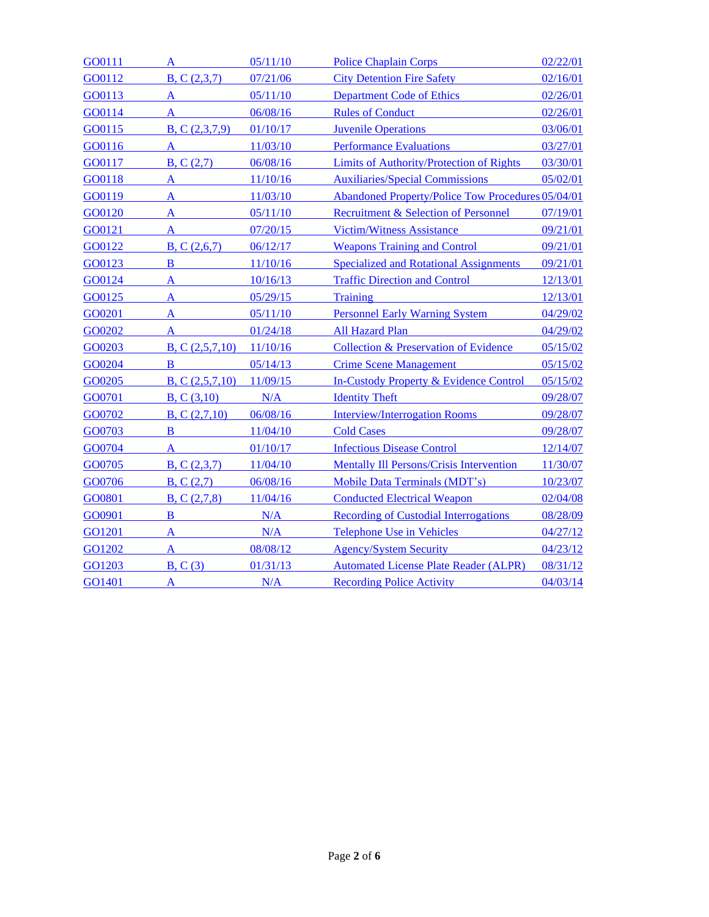| | | | | |
|---|---|---|---|---|
| GO0111 | A | 05/11/10 | Police Chaplain Corps | 02/22/01 |
| GO0112 | B, C (2,3,7) | 07/21/06 | City Detention Fire Safety | 02/16/01 |
| GO0113 | A | 05/11/10 | Department Code of Ethics | 02/26/01 |
| GO0114 | A | 06/08/16 | Rules of Conduct | 02/26/01 |
| GO0115 | B, C (2,3,7,9) | 01/10/17 | Juvenile Operations | 03/06/01 |
| GO0116 | A | 11/03/10 | Performance Evaluations | 03/27/01 |
| GO0117 | B, C (2,7) | 06/08/16 | Limits of Authority/Protection of Rights | 03/30/01 |
| GO0118 | A | 11/10/16 | Auxiliaries/Special Commissions | 05/02/01 |
| GO0119 | A | 11/03/10 | Abandoned Property/Police Tow Procedures | 05/04/01 |
| GO0120 | A | 05/11/10 | Recruitment & Selection of Personnel | 07/19/01 |
| GO0121 | A | 07/20/15 | Victim/Witness Assistance | 09/21/01 |
| GO0122 | B, C (2,6,7) | 06/12/17 | Weapons Training and Control | 09/21/01 |
| GO0123 | B | 11/10/16 | Specialized and Rotational Assignments | 09/21/01 |
| GO0124 | A | 10/16/13 | Traffic Direction and Control | 12/13/01 |
| GO0125 | A | 05/29/15 | Training | 12/13/01 |
| GO0201 | A | 05/11/10 | Personnel Early Warning System | 04/29/02 |
| GO0202 | A | 01/24/18 | All Hazard Plan | 04/29/02 |
| GO0203 | B, C (2,5,7,10) | 11/10/16 | Collection & Preservation of Evidence | 05/15/02 |
| GO0204 | B | 05/14/13 | Crime Scene Management | 05/15/02 |
| GO0205 | B, C (2,5,7,10) | 11/09/15 | In-Custody Property & Evidence Control | 05/15/02 |
| GO0701 | B, C (3,10) | N/A | Identity Theft | 09/28/07 |
| GO0702 | B, C (2,7,10) | 06/08/16 | Interview/Interrogation Rooms | 09/28/07 |
| GO0703 | B | 11/04/10 | Cold Cases | 09/28/07 |
| GO0704 | A | 01/10/17 | Infectious Disease Control | 12/14/07 |
| GO0705 | B, C (2,3,7) | 11/04/10 | Mentally Ill Persons/Crisis Intervention | 11/30/07 |
| GO0706 | B, C (2,7) | 06/08/16 | Mobile Data Terminals (MDT's) | 10/23/07 |
| GO0801 | B, C (2,7,8) | 11/04/16 | Conducted Electrical Weapon | 02/04/08 |
| GO0901 | B | N/A | Recording of Custodial Interrogations | 08/28/09 |
| GO1201 | A | N/A | Telephone Use in Vehicles | 04/27/12 |
| GO1202 | A | 08/08/12 | Agency/System Security | 04/23/12 |
| GO1203 | B, C (3) | 01/31/13 | Automated License Plate Reader (ALPR) | 08/31/12 |
| GO1401 | A | N/A | Recording Police Activity | 04/03/14 |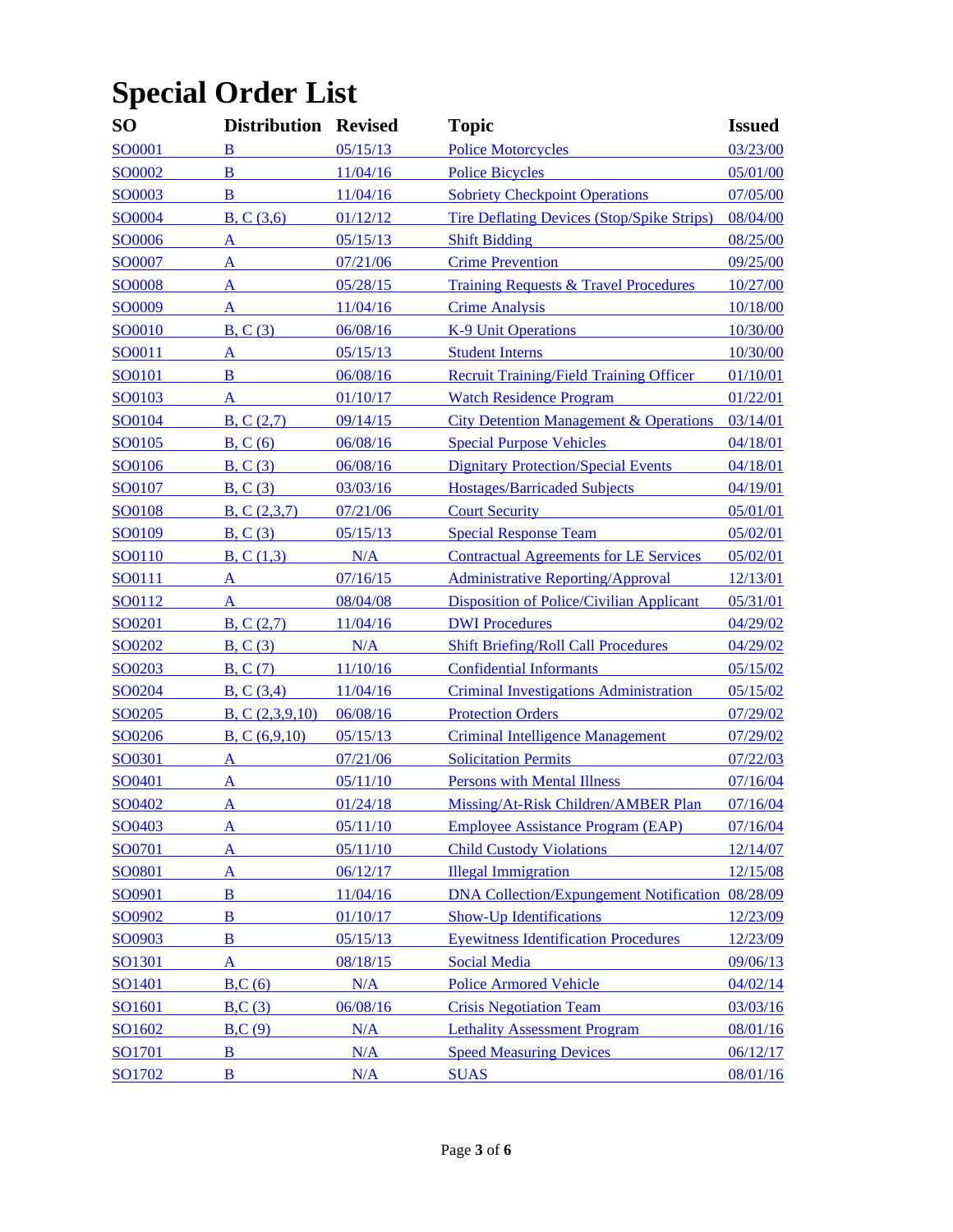# Special Order List

| SO | Distribution | Revised | Topic | Issued |
|---|---|---|---|---|
| SO0001 | B | 05/15/13 | Police Motorcycles | 03/23/00 |
| SO0002 | B | 11/04/16 | Police Bicycles | 05/01/00 |
| SO0003 | B | 11/04/16 | Sobriety Checkpoint Operations | 07/05/00 |
| SO0004 | B, C (3,6) | 01/12/12 | Tire Deflating Devices (Stop/Spike Strips) | 08/04/00 |
| SO0006 | A | 05/15/13 | Shift Bidding | 08/25/00 |
| SO0007 | A | 07/21/06 | Crime Prevention | 09/25/00 |
| SO0008 | A | 05/28/15 | Training Requests & Travel Procedures | 10/27/00 |
| SO0009 | A | 11/04/16 | Crime Analysis | 10/18/00 |
| SO0010 | B, C (3) | 06/08/16 | K-9 Unit Operations | 10/30/00 |
| SO0011 | A | 05/15/13 | Student Interns | 10/30/00 |
| SO0101 | B | 06/08/16 | Recruit Training/Field Training Officer | 01/10/01 |
| SO0103 | A | 01/10/17 | Watch Residence Program | 01/22/01 |
| SO0104 | B, C (2,7) | 09/14/15 | City Detention Management & Operations | 03/14/01 |
| SO0105 | B, C (6) | 06/08/16 | Special Purpose Vehicles | 04/18/01 |
| SO0106 | B, C (3) | 06/08/16 | Dignitary Protection/Special Events | 04/18/01 |
| SO0107 | B, C (3) | 03/03/16 | Hostages/Barricaded Subjects | 04/19/01 |
| SO0108 | B, C (2,3,7) | 07/21/06 | Court Security | 05/01/01 |
| SO0109 | B, C (3) | 05/15/13 | Special Response Team | 05/02/01 |
| SO0110 | B, C (1,3) | N/A | Contractual Agreements for LE Services | 05/02/01 |
| SO0111 | A | 07/16/15 | Administrative Reporting/Approval | 12/13/01 |
| SO0112 | A | 08/04/08 | Disposition of Police/Civilian Applicant | 05/31/01 |
| SO0201 | B, C (2,7) | 11/04/16 | DWI Procedures | 04/29/02 |
| SO0202 | B, C (3) | N/A | Shift Briefing/Roll Call Procedures | 04/29/02 |
| SO0203 | B, C (7) | 11/10/16 | Confidential Informants | 05/15/02 |
| SO0204 | B, C (3,4) | 11/04/16 | Criminal Investigations Administration | 05/15/02 |
| SO0205 | B, C (2,3,9,10) | 06/08/16 | Protection Orders | 07/29/02 |
| SO0206 | B, C (6,9,10) | 05/15/13 | Criminal Intelligence Management | 07/29/02 |
| SO0301 | A | 07/21/06 | Solicitation Permits | 07/22/03 |
| SO0401 | A | 05/11/10 | Persons with Mental Illness | 07/16/04 |
| SO0402 | A | 01/24/18 | Missing/At-Risk Children/AMBER Plan | 07/16/04 |
| SO0403 | A | 05/11/10 | Employee Assistance Program (EAP) | 07/16/04 |
| SO0701 | A | 05/11/10 | Child Custody Violations | 12/14/07 |
| SO0801 | A | 06/12/17 | Illegal Immigration | 12/15/08 |
| SO0901 | B | 11/04/16 | DNA Collection/Expungement Notification | 08/28/09 |
| SO0902 | B | 01/10/17 | Show-Up Identifications | 12/23/09 |
| SO0903 | B | 05/15/13 | Eyewitness Identification Procedures | 12/23/09 |
| SO1301 | A | 08/18/15 | Social Media | 09/06/13 |
| SO1401 | B,C (6) | N/A | Police Armored Vehicle | 04/02/14 |
| SO1601 | B,C (3) | 06/08/16 | Crisis Negotiation Team | 03/03/16 |
| SO1602 | B,C (9) | N/A | Lethality Assessment Program | 08/01/16 |
| SO1701 | B | N/A | Speed Measuring Devices | 06/12/17 |
| SO1702 | B | N/A | SUAS | 08/01/16 |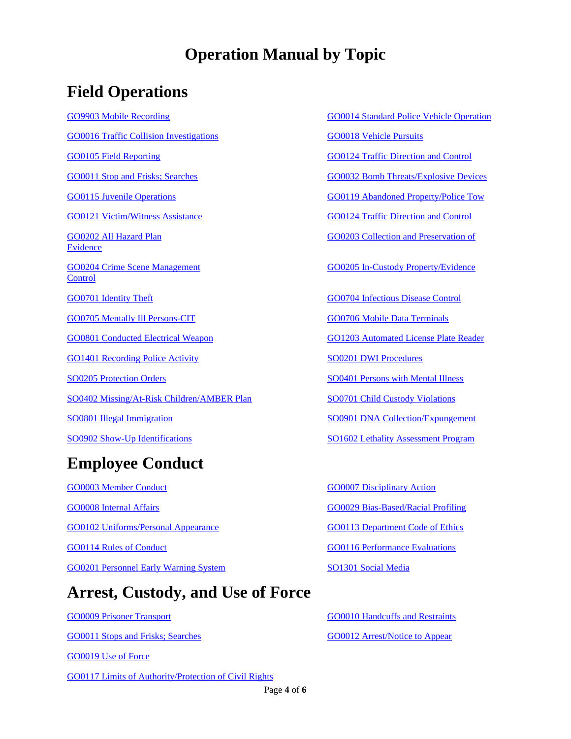# Operation Manual by Topic

## Field Operations

GO9903 Mobile Recording

GO0014 Standard Police Vehicle Operation

GO0016 Traffic Collision Investigations

GO0018 Vehicle Pursuits

GO0105 Field Reporting

GO0124 Traffic Direction and Control

GO0011 Stop and Frisks; Searches

GO0032 Bomb Threats/Explosive Devices

GO0115 Juvenile Operations

GO0119 Abandoned Property/Police Tow

GO0121 Victim/Witness Assistance

GO0124 Traffic Direction and Control

GO0202 All Hazard Plan

GO0203 Collection and Preservation of Evidence

GO0204 Crime Scene Management Control

GO0205 In-Custody Property/Evidence

GO0701 Identity Theft

GO0704 Infectious Disease Control

GO0705 Mentally Ill Persons-CIT

GO0706 Mobile Data Terminals

GO0801 Conducted Electrical Weapon

GO1203 Automated License Plate Reader

GO1401 Recording Police Activity

SO0201 DWI Procedures

SO0205 Protection Orders

SO0401 Persons with Mental Illness

SO0402 Missing/At-Risk Children/AMBER Plan

SO0701 Child Custody Violations

SO0801 Illegal Immigration

SO0901 DNA Collection/Expungement

SO0902 Show-Up Identifications

SO1602 Lethality Assessment Program

## Employee Conduct

GO0003 Member Conduct

GO0007 Disciplinary Action

GO0008 Internal Affairs

GO0029 Bias-Based/Racial Profiling

GO0102 Uniforms/Personal Appearance

GO0113 Department Code of Ethics

GO0114 Rules of Conduct

GO0116 Performance Evaluations

GO0201 Personnel Early Warning System

SO1301 Social Media

## Arrest, Custody, and Use of Force

GO0009 Prisoner Transport

GO0010 Handcuffs and Restraints

GO0011 Stops and Frisks; Searches

GO0012 Arrest/Notice to Appear

GO0019 Use of Force

GO0117 Limits of Authority/Protection of Civil Rights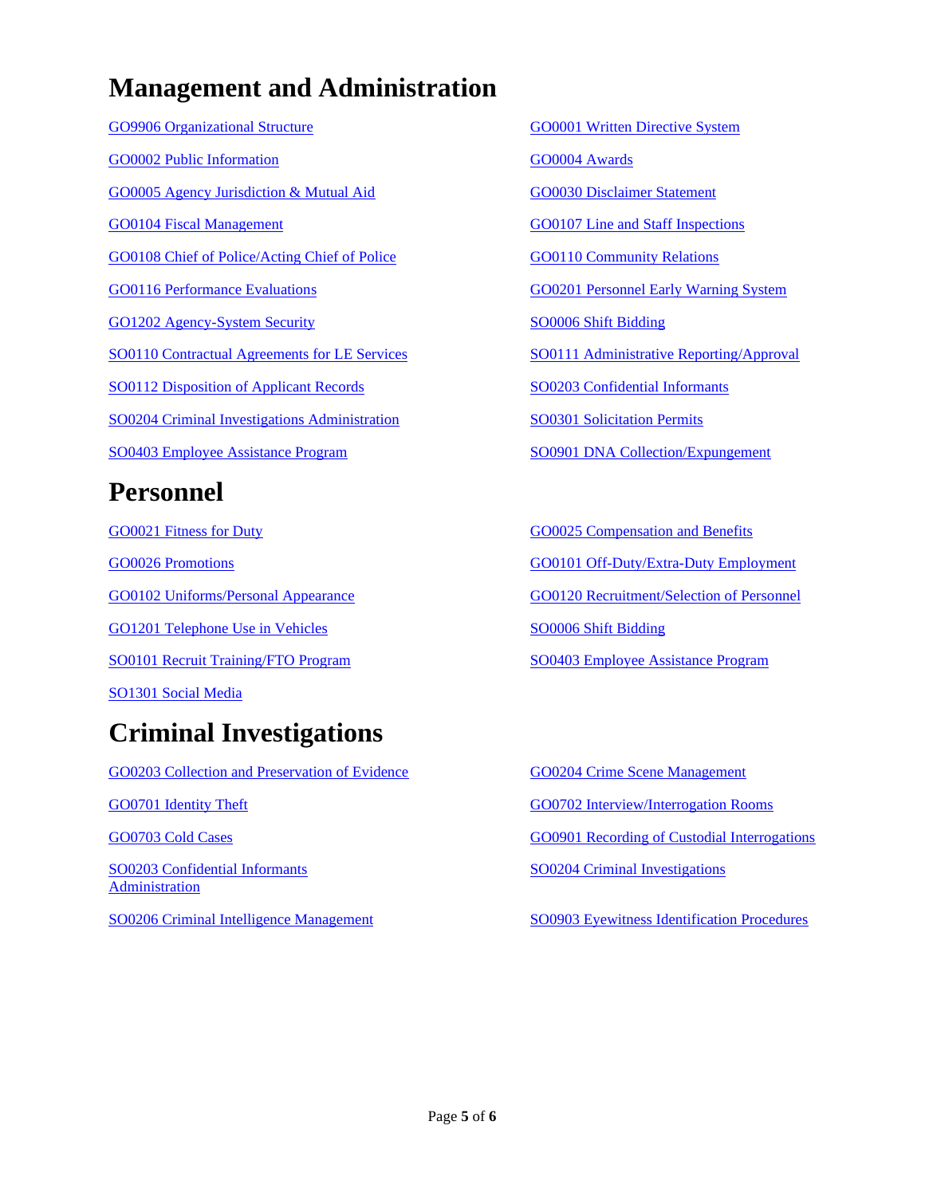# Management and Administration

- GO9906 Organizational Structure
- GO0001 Written Directive System
- GO0002 Public Information
- GO0004 Awards
- GO0005 Agency Jurisdiction & Mutual Aid
- GO0030 Disclaimer Statement
- GO0104 Fiscal Management
- GO0107 Line and Staff Inspections
- GO0108 Chief of Police/Acting Chief of Police
- GO0110 Community Relations
- GO0116 Performance Evaluations
- GO0201 Personnel Early Warning System
- GO1202 Agency-System Security
- SO0006 Shift Bidding
- SO0110 Contractual Agreements for LE Services
- SO0111 Administrative Reporting/Approval
- SO0112 Disposition of Applicant Records
- SO0203 Confidential Informants
- SO0204 Criminal Investigations Administration
- SO0301 Solicitation Permits
- SO0403 Employee Assistance Program
- SO0901 DNA Collection/Expungement

# Personnel

- GO0021 Fitness for Duty
- GO0025 Compensation and Benefits
- GO0026 Promotions
- GO0101 Off-Duty/Extra-Duty Employment
- GO0102 Uniforms/Personal Appearance
- GO0120 Recruitment/Selection of Personnel
- GO1201 Telephone Use in Vehicles
- SO0006 Shift Bidding
- SO0101 Recruit Training/FTO Program
- SO0403 Employee Assistance Program
- SO1301 Social Media

# Criminal Investigations

- GO0203 Collection and Preservation of Evidence
- GO0204 Crime Scene Management
- GO0701 Identity Theft
- GO0702 Interview/Interrogation Rooms
- GO0703 Cold Cases
- GO0901 Recording of Custodial Interrogations
- SO0203 Confidential Informants Administration
- SO0204 Criminal Investigations
- SO0206 Criminal Intelligence Management
- SO0903 Eyewitness Identification Procedures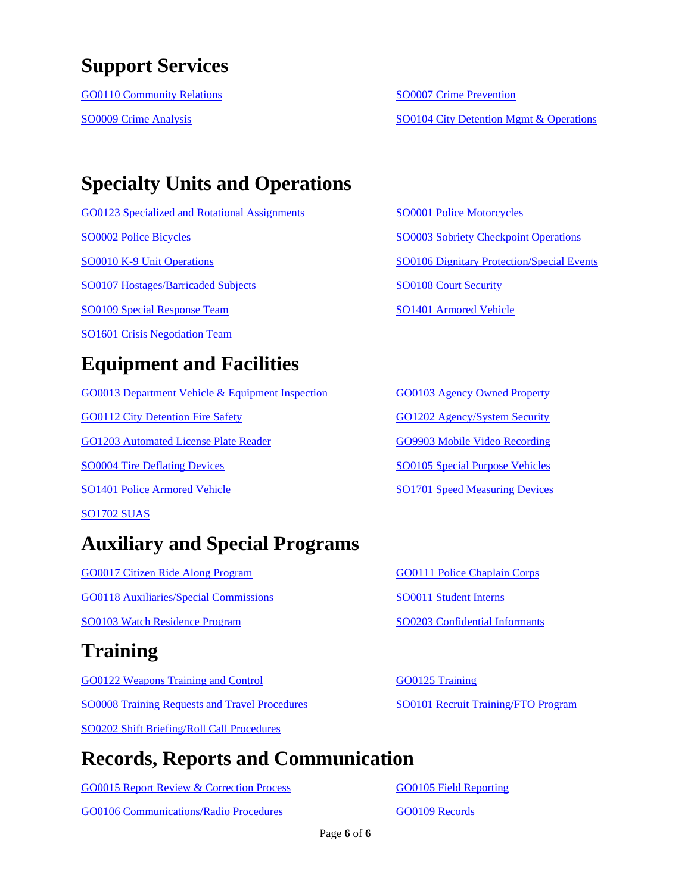## Support Services

- GO0110 Community Relations
- SO0007 Crime Prevention
- SO0009 Crime Analysis
- SO0104 City Detention Mgmt & Operations

## Specialty Units and Operations

- GO0123 Specialized and Rotational Assignments
- SO0001 Police Motorcycles
- SO0002 Police Bicycles
- SO0003 Sobriety Checkpoint Operations
- SO0010 K-9 Unit Operations
- SO0106 Dignitary Protection/Special Events
- SO0107 Hostages/Barricaded Subjects
- SO0108 Court Security
- SO0109 Special Response Team
- SO1401 Armored Vehicle
- SO1601 Crisis Negotiation Team

## Equipment and Facilities

- GO0013 Department Vehicle & Equipment Inspection
- GO0103 Agency Owned Property
- GO0112 City Detention Fire Safety
- GO1202 Agency/System Security
- GO1203 Automated License Plate Reader
- GO9903 Mobile Video Recording
- SO0004 Tire Deflating Devices
- SO0105 Special Purpose Vehicles
- SO1401 Police Armored Vehicle
- SO1701 Speed Measuring Devices
- SO1702 SUAS

## Auxiliary and Special Programs

- GO0017 Citizen Ride Along Program
- GO0111 Police Chaplain Corps
- GO0118 Auxiliaries/Special Commissions
- SO0011 Student Interns
- SO0103 Watch Residence Program
- SO0203 Confidential Informants

## Training

- GO0122 Weapons Training and Control
- GO0125 Training
- SO0008 Training Requests and Travel Procedures
- SO0101 Recruit Training/FTO Program
- SO0202 Shift Briefing/Roll Call Procedures

## Records, Reports and Communication

- GO0015 Report Review & Correction Process
- GO0105 Field Reporting
- GO0106 Communications/Radio Procedures
- GO0109 Records